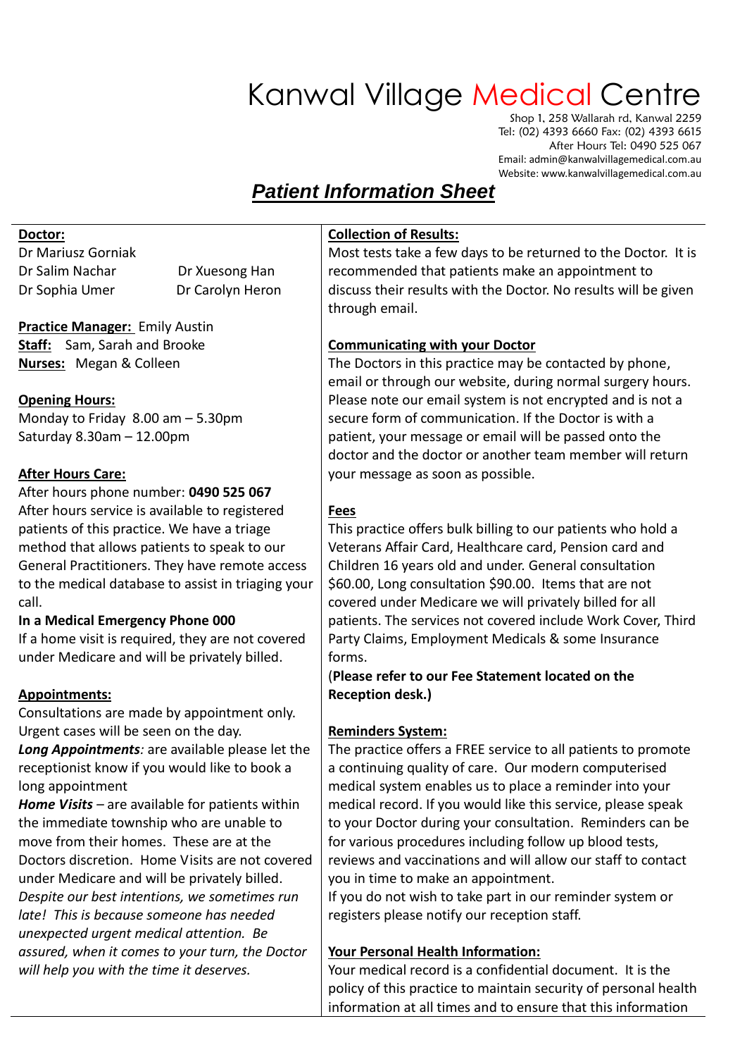# Kanwal Village Medical Centre

Shop 1, 258 Wallarah rd, Kanwal 2259
Tel: (02) 4393 6660 Fax: (02) 4393 6615
After Hours Tel: 0490 525 067
Email: admin@kanwalvillagemedical.com.au
Website: www.kanwalvillagemedical.com.au

## Patient Information Sheet

**Doctor:**

Dr Mariusz Gorniak
Dr Salim Nachar
Dr Xuesong Han
Dr Sophia Umer
Dr Carolyn Heron

**Practice Manager:** Emily Austin
**Staff:** Sam, Sarah and Brooke
**Nurses:** Megan & Colleen

**Opening Hours:**

Monday to Friday 8.00 am – 5.30pm
Saturday 8.30am – 12.00pm

**After Hours Care:**

After hours phone number: **0490 525 067**
After hours service is available to registered patients of this practice. We have a triage method that allows patients to speak to our General Practitioners. They have remote access to the medical database to assist in triaging your call.

**In a Medical Emergency Phone 000**

If a home visit is required, they are not covered under Medicare and will be privately billed.

**Appointments:**

Consultations are made by appointment only. Urgent cases will be seen on the day.
***Long Appointments**:* are available please let the receptionist know if you would like to book a long appointment
***Home Visits*** – are available for patients within the immediate township who are unable to move from their homes. These are at the Doctors discretion. Home Visits are not covered under Medicare and will be privately billed.
*Despite our best intentions, we sometimes run late! This is because someone has needed unexpected urgent medical attention. Be assured, when it comes to your turn, the Doctor will help you with the time it deserves.*

**Collection of Results:**

Most tests take a few days to be returned to the Doctor. It is recommended that patients make an appointment to discuss their results with the Doctor. No results will be given through email.

**Communicating with your Doctor**

The Doctors in this practice may be contacted by phone, email or through our website, during normal surgery hours. Please note our email system is not encrypted and is not a secure form of communication. If the Doctor is with a patient, your message or email will be passed onto the doctor and the doctor or another team member will return your message as soon as possible.

**Fees**

This practice offers bulk billing to our patients who hold a Veterans Affair Card, Healthcare card, Pension card and Children 16 years old and under. General consultation $60.00, Long consultation $90.00. Items that are not covered under Medicare we will privately billed for all patients. The services not covered include Work Cover, Third Party Claims, Employment Medicals & some Insurance forms.
(**Please refer to our Fee Statement located on the Reception desk.)**

**Reminders System:**

The practice offers a FREE service to all patients to promote a continuing quality of care. Our modern computerised medical system enables us to place a reminder into your medical record. If you would like this service, please speak to your Doctor during your consultation. Reminders can be for various procedures including follow up blood tests, reviews and vaccinations and will allow our staff to contact you in time to make an appointment.
If you do not wish to take part in our reminder system or registers please notify our reception staff.

**Your Personal Health Information:**

Your medical record is a confidential document. It is the policy of this practice to maintain security of personal health information at all times and to ensure that this information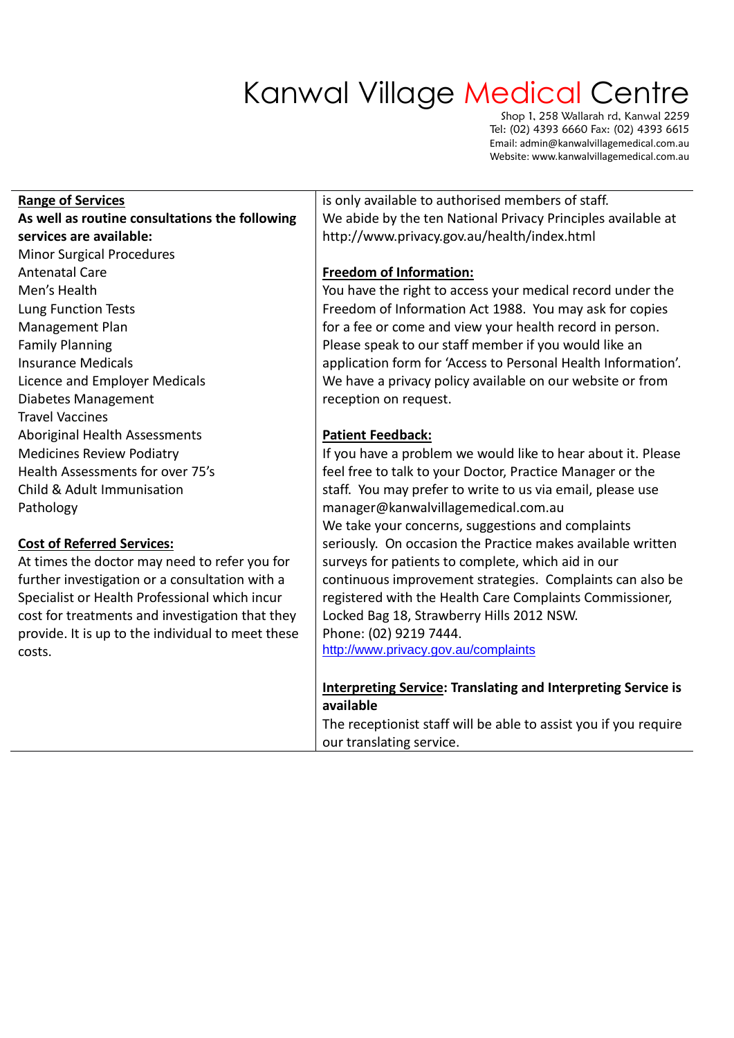# Kanwal Village Medical Centre

Shop 1, 258 Wallarah rd, Kanwal 2259
Tel: (02) 4393 6660 Fax: (02) 4393 6615
Email: admin@kanwalvillagemedical.com.au
Website: www.kanwalvillagemedical.com.au

**Range of Services**

**As well as routine consultations the following services are available:**

Minor Surgical Procedures
Antenatal Care
Men's Health
Lung Function Tests
Management Plan
Family Planning
Insurance Medicals
Licence and Employer Medicals
Diabetes Management
Travel Vaccines
Aboriginal Health Assessments
Medicines Review Podiatry
Health Assessments for over 75's
Child & Adult Immunisation
Pathology

**Cost of Referred Services:**

At times the doctor may need to refer you for further investigation or a consultation with a Specialist or Health Professional which incur cost for treatments and investigation that they provide. It is up to the individual to meet these costs.

is only available to authorised members of staff. We abide by the ten National Privacy Principles available at http://www.privacy.gov.au/health/index.html

**Freedom of Information:**

You have the right to access your medical record under the Freedom of Information Act 1988. You may ask for copies for a fee or come and view your health record in person. Please speak to our staff member if you would like an application form for 'Access to Personal Health Information'. We have a privacy policy available on our website or from reception on request.

**Patient Feedback:**

If you have a problem we would like to hear about it. Please feel free to talk to your Doctor, Practice Manager or the staff. You may prefer to write to us via email, please use manager@kanwalvillagemedical.com.au
We take your concerns, suggestions and complaints seriously. On occasion the Practice makes available written surveys for patients to complete, which aid in our continuous improvement strategies. Complaints can also be registered with the Health Care Complaints Commissioner, Locked Bag 18, Strawberry Hills 2012 NSW.
Phone: (02) 9219 7444.
http://www.privacy.gov.au/complaints

**Interpreting Service: Translating and Interpreting Service is available**

The receptionist staff will be able to assist you if you require our translating service.